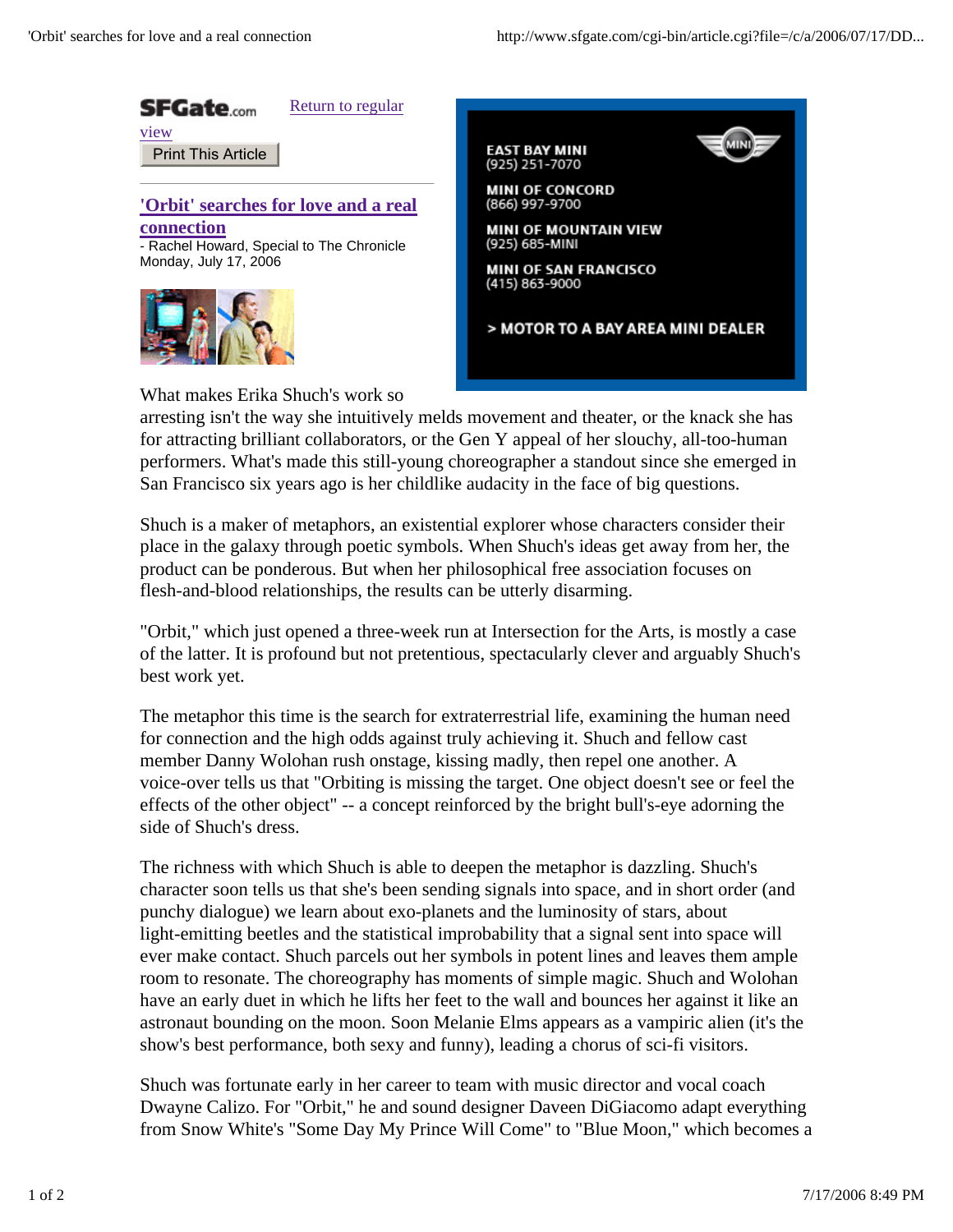SFGate.com [Return to regular view](#)

Print This Article

## 'Orbit' searches for love and a real connection

- Rachel Howard, Special to The Chronicle
Monday, July 17, 2006

EAST BAY MINI
(925) 251-7070

MINI OF CONCORD
(866) 997-9700

MINI OF MOUNTAIN VIEW
(925) 685-MINI

MINI OF SAN FRANCISCO
(415) 863-9000

> MOTOR TO A BAY AREA MINI DEALER

What makes Erika Shuch's work so arresting isn't the way she intuitively melds movement and theater, or the knack she has for attracting brilliant collaborators, or the Gen Y appeal of her slouchy, all-too-human performers. What's made this still-young choreographer a standout since she emerged in San Francisco six years ago is her childlike audacity in the face of big questions.

Shuch is a maker of metaphors, an existential explorer whose characters consider their place in the galaxy through poetic symbols. When Shuch's ideas get away from her, the product can be ponderous. But when her philosophical free association focuses on flesh-and-blood relationships, the results can be utterly disarming.

"Orbit," which just opened a three-week run at Intersection for the Arts, is mostly a case of the latter. It is profound but not pretentious, spectacularly clever and arguably Shuch's best work yet.

The metaphor this time is the search for extraterrestrial life, examining the human need for connection and the high odds against truly achieving it. Shuch and fellow cast member Danny Wolohan rush onstage, kissing madly, then repel one another. A voice-over tells us that "Orbiting is missing the target. One object doesn't see or feel the effects of the other object" -- a concept reinforced by the bright bull's-eye adorning the side of Shuch's dress.

The richness with which Shuch is able to deepen the metaphor is dazzling. Shuch's character soon tells us that she's been sending signals into space, and in short order (and punchy dialogue) we learn about exo-planets and the luminosity of stars, about light-emitting beetles and the statistical improbability that a signal sent into space will ever make contact. Shuch parcels out her symbols in potent lines and leaves them ample room to resonate. The choreography has moments of simple magic. Shuch and Wolohan have an early duet in which he lifts her feet to the wall and bounces her against it like an astronaut bounding on the moon. Soon Melanie Elms appears as a vampiric alien (it's the show's best performance, both sexy and funny), leading a chorus of sci-fi visitors.

Shuch was fortunate early in her career to team with music director and vocal coach Dwayne Calizo. For "Orbit," he and sound designer Daveen DiGiacomo adapt everything from Snow White's "Some Day My Prince Will Come" to "Blue Moon," which becomes a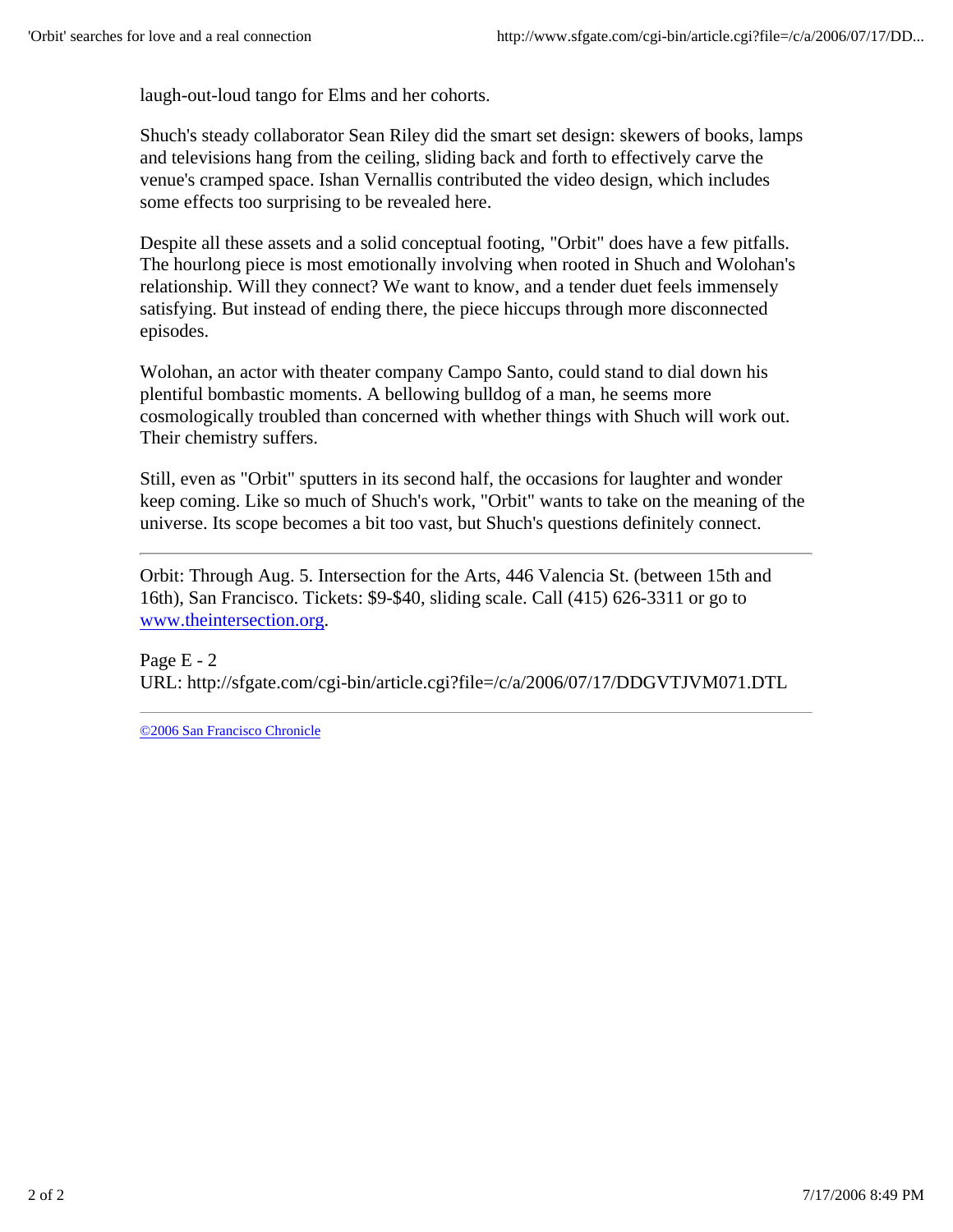laugh-out-loud tango for Elms and her cohorts.

Shuch's steady collaborator Sean Riley did the smart set design: skewers of books, lamps and televisions hang from the ceiling, sliding back and forth to effectively carve the venue's cramped space. Ishan Vernallis contributed the video design, which includes some effects too surprising to be revealed here.

Despite all these assets and a solid conceptual footing, "Orbit" does have a few pitfalls. The hourlong piece is most emotionally involving when rooted in Shuch and Wolohan's relationship. Will they connect? We want to know, and a tender duet feels immensely satisfying. But instead of ending there, the piece hiccups through more disconnected episodes.

Wolohan, an actor with theater company Campo Santo, could stand to dial down his plentiful bombastic moments. A bellowing bulldog of a man, he seems more cosmologically troubled than concerned with whether things with Shuch will work out. Their chemistry suffers.

Still, even as "Orbit" sputters in its second half, the occasions for laughter and wonder keep coming. Like so much of Shuch's work, "Orbit" wants to take on the meaning of the universe. Its scope becomes a bit too vast, but Shuch's questions definitely connect.

---

Orbit: Through Aug. 5. Intersection for the Arts, 446 Valencia St. (between 15th and 16th), San Francisco. Tickets: $9-$40, sliding scale. Call (415) 626-3311 or go to www.theintersection.org.

Page E - 2
URL: http://sfgate.com/cgi-bin/article.cgi?file=/c/a/2006/07/17/DDGVTJVM071.DTL

---

©2006 San Francisco Chronicle